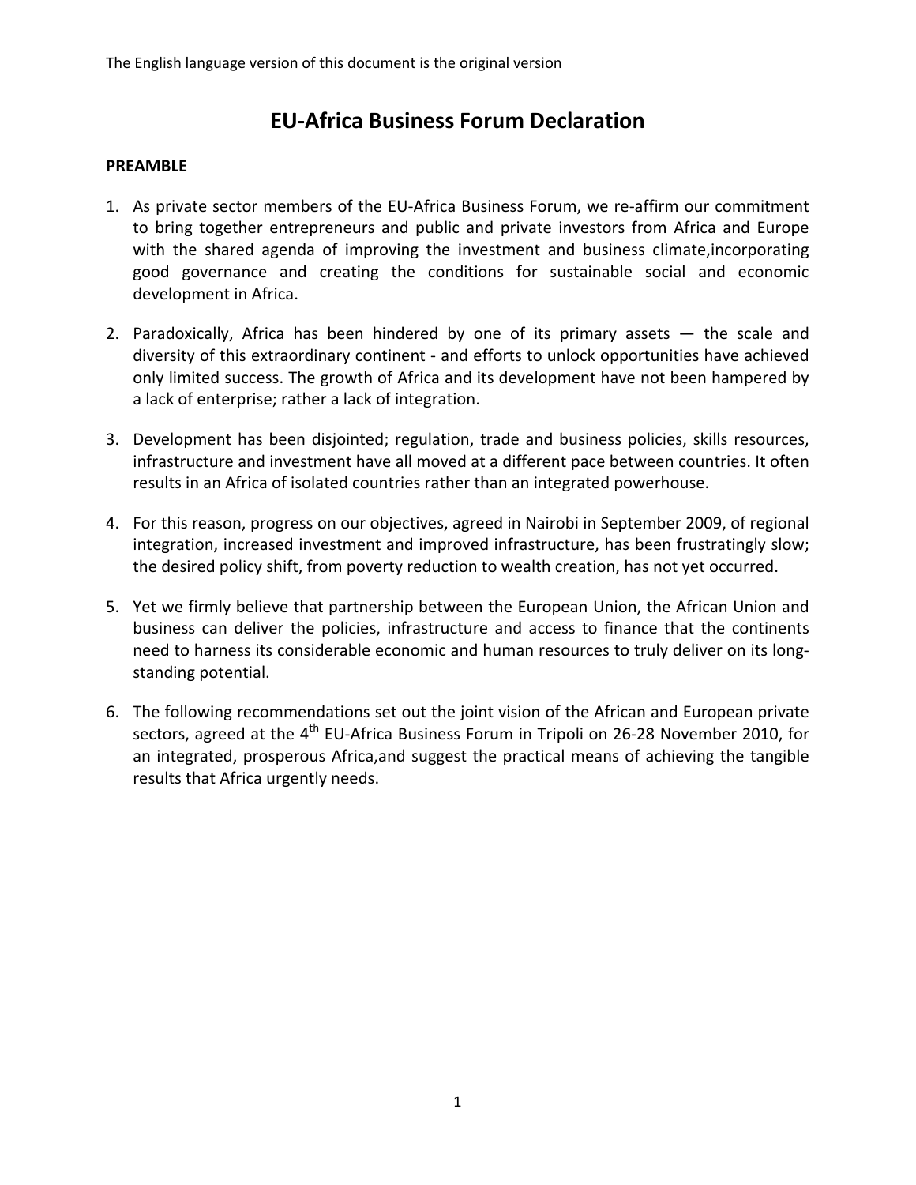The English language version of this document is the original version

# EU-Africa Business Forum Declaration

**PREAMBLE**

1. As private sector members of the EU-Africa Business Forum, we re-affirm our commitment to bring together entrepreneurs and public and private investors from Africa and Europe with the shared agenda of improving the investment and business climate,incorporating good governance and creating the conditions for sustainable social and economic development in Africa.

2. Paradoxically, Africa has been hindered by one of its primary assets — the scale and diversity of this extraordinary continent - and efforts to unlock opportunities have achieved only limited success. The growth of Africa and its development have not been hampered by a lack of enterprise; rather a lack of integration.

3. Development has been disjointed; regulation, trade and business policies, skills resources, infrastructure and investment have all moved at a different pace between countries. It often results in an Africa of isolated countries rather than an integrated powerhouse.

4. For this reason, progress on our objectives, agreed in Nairobi in September 2009, of regional integration, increased investment and improved infrastructure, has been frustratingly slow; the desired policy shift, from poverty reduction to wealth creation, has not yet occurred.

5. Yet we firmly believe that partnership between the European Union, the African Union and business can deliver the policies, infrastructure and access to finance that the continents need to harness its considerable economic and human resources to truly deliver on its long-standing potential.

6. The following recommendations set out the joint vision of the African and European private sectors, agreed at the 4th EU-Africa Business Forum in Tripoli on 26-28 November 2010, for an integrated, prosperous Africa,and suggest the practical means of achieving the tangible results that Africa urgently needs.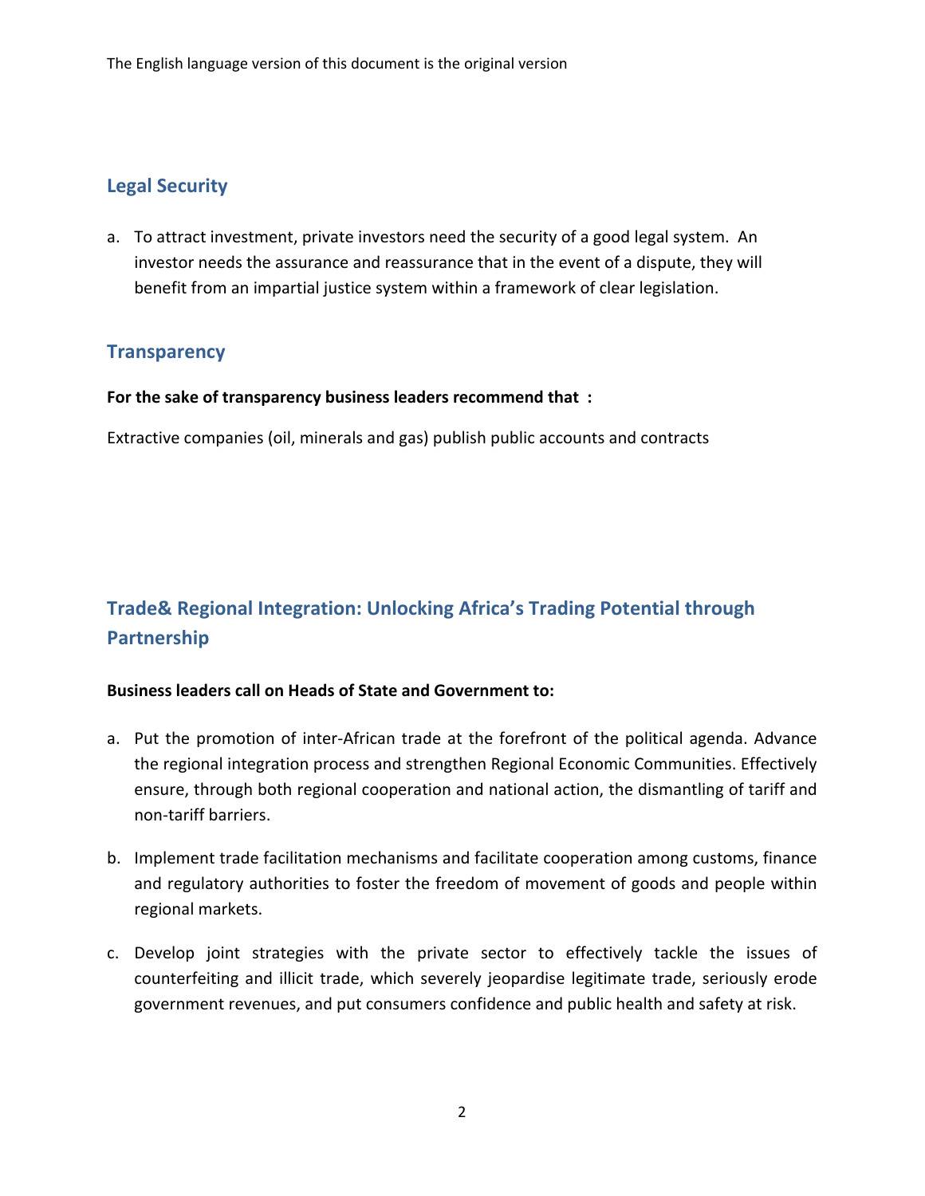The English language version of this document is the original version

## Legal Security

a. To attract investment, private investors need the security of a good legal system. An investor needs the assurance and reassurance that in the event of a dispute, they will benefit from an impartial justice system within a framework of clear legislation.

## Transparency

**For the sake of transparency business leaders recommend that :**

Extractive companies (oil, minerals and gas) publish public accounts and contracts

## Trade& Regional Integration: Unlocking Africa's Trading Potential through Partnership

**Business leaders call on Heads of State and Government to:**

a. Put the promotion of inter-African trade at the forefront of the political agenda. Advance the regional integration process and strengthen Regional Economic Communities. Effectively ensure, through both regional cooperation and national action, the dismantling of tariff and non-tariff barriers.

b. Implement trade facilitation mechanisms and facilitate cooperation among customs, finance and regulatory authorities to foster the freedom of movement of goods and people within regional markets.

c. Develop joint strategies with the private sector to effectively tackle the issues of counterfeiting and illicit trade, which severely jeopardise legitimate trade, seriously erode government revenues, and put consumers confidence and public health and safety at risk.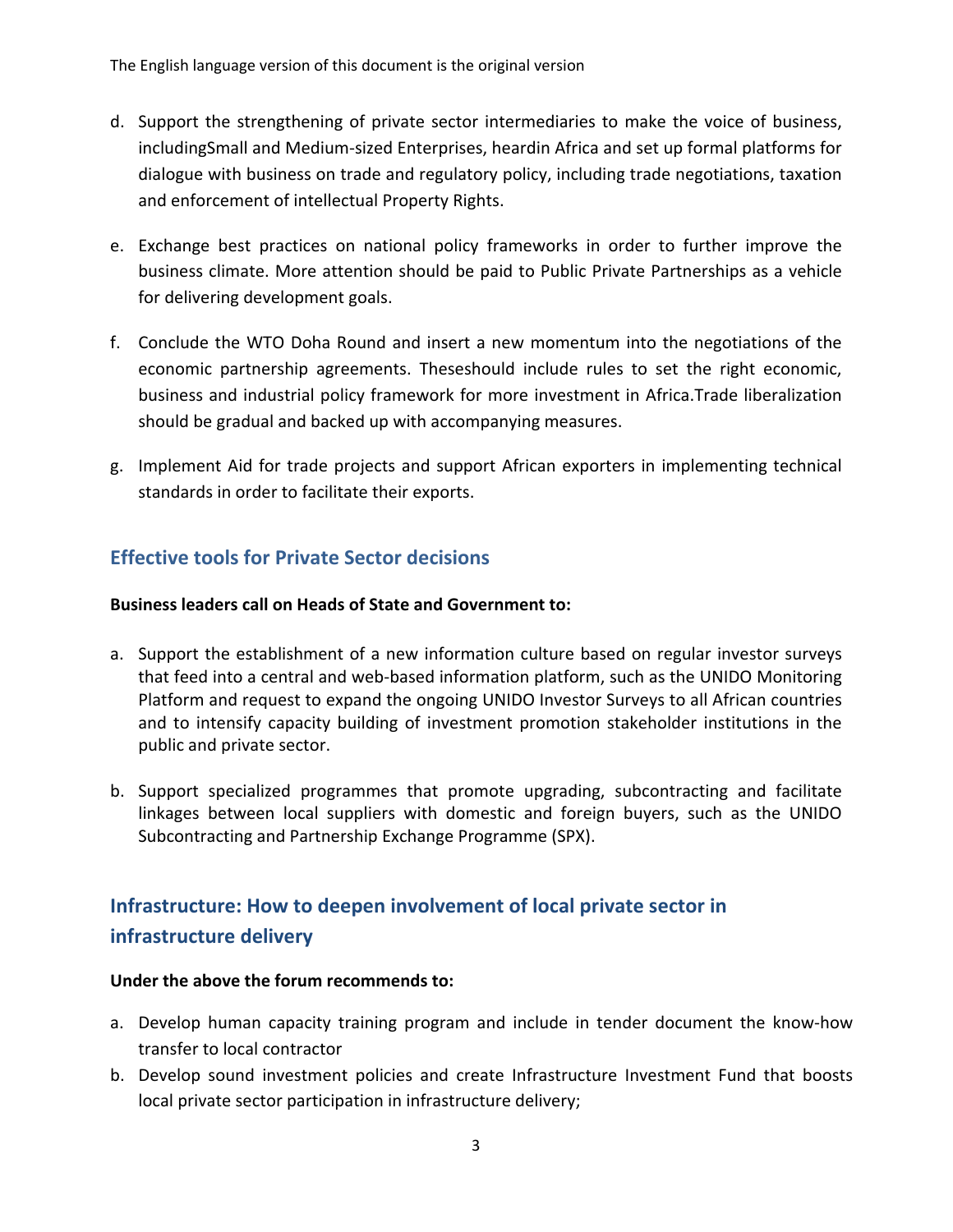d. Support the strengthening of private sector intermediaries to make the voice of business, includingSmall and Medium-sized Enterprises, heardin Africa and set up formal platforms for dialogue with business on trade and regulatory policy, including trade negotiations, taxation and enforcement of intellectual Property Rights.

e. Exchange best practices on national policy frameworks in order to further improve the business climate. More attention should be paid to Public Private Partnerships as a vehicle for delivering development goals.

f. Conclude the WTO Doha Round and insert a new momentum into the negotiations of the economic partnership agreements. Theseshould include rules to set the right economic, business and industrial policy framework for more investment in Africa.Trade liberalization should be gradual and backed up with accompanying measures.

g. Implement Aid for trade projects and support African exporters in implementing technical standards in order to facilitate their exports.

## Effective tools for Private Sector decisions

**Business leaders call on Heads of State and Government to:**

a. Support the establishment of a new information culture based on regular investor surveys that feed into a central and web-based information platform, such as the UNIDO Monitoring Platform and request to expand the ongoing UNIDO Investor Surveys to all African countries and to intensify capacity building of investment promotion stakeholder institutions in the public and private sector.

b. Support specialized programmes that promote upgrading, subcontracting and facilitate linkages between local suppliers with domestic and foreign buyers, such as the UNIDO Subcontracting and Partnership Exchange Programme (SPX).

## Infrastructure: How to deepen involvement of local private sector in infrastructure delivery

**Under the above the forum recommends to:**

a. Develop human capacity training program and include in tender document the know-how transfer to local contractor
b. Develop sound investment policies and create Infrastructure Investment Fund that boosts local private sector participation in infrastructure delivery;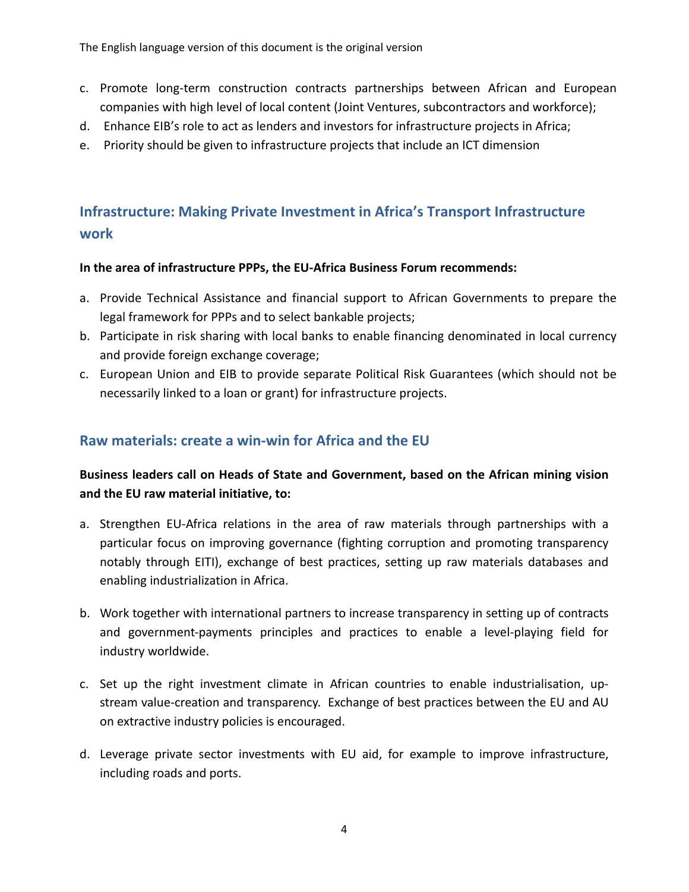c. Promote long-term construction contracts partnerships between African and European companies with high level of local content (Joint Ventures, subcontractors and workforce);
d. Enhance EIB's role to act as lenders and investors for infrastructure projects in Africa;
e. Priority should be given to infrastructure projects that include an ICT dimension

## Infrastructure: Making Private Investment in Africa's Transport Infrastructure work

**In the area of infrastructure PPPs, the EU-Africa Business Forum recommends:**

a. Provide Technical Assistance and financial support to African Governments to prepare the legal framework for PPPs and to select bankable projects;
b. Participate in risk sharing with local banks to enable financing denominated in local currency and provide foreign exchange coverage;
c. European Union and EIB to provide separate Political Risk Guarantees (which should not be necessarily linked to a loan or grant) for infrastructure projects.

## Raw materials: create a win-win for Africa and the EU

**Business leaders call on Heads of State and Government, based on the African mining vision and the EU raw material initiative, to:**

a. Strengthen EU-Africa relations in the area of raw materials through partnerships with a particular focus on improving governance (fighting corruption and promoting transparency notably through EITI), exchange of best practices, setting up raw materials databases and enabling industrialization in Africa.

b. Work together with international partners to increase transparency in setting up of contracts and government-payments principles and practices to enable a level-playing field for industry worldwide.

c. Set up the right investment climate in African countries to enable industrialisation, up-stream value-creation and transparency. Exchange of best practices between the EU and AU on extractive industry policies is encouraged.

d. Leverage private sector investments with EU aid, for example to improve infrastructure, including roads and ports.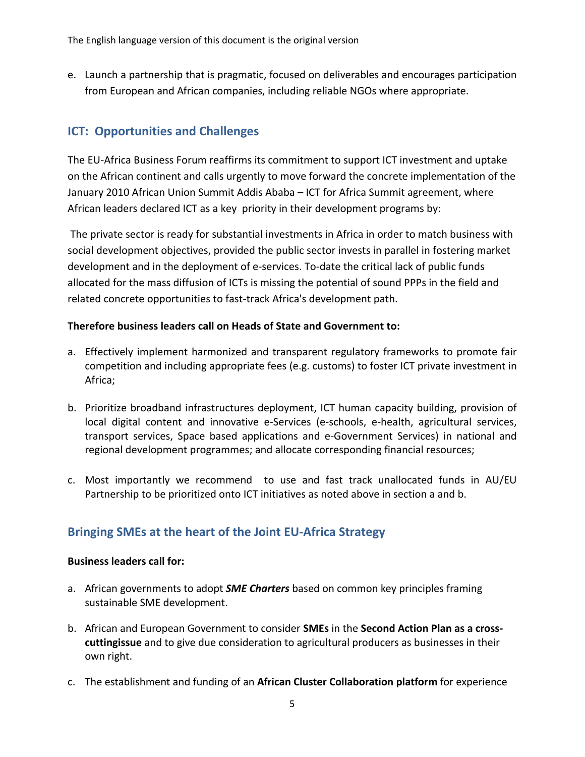e. Launch a partnership that is pragmatic, focused on deliverables and encourages participation from European and African companies, including reliable NGOs where appropriate.

## ICT: Opportunities and Challenges

The EU-Africa Business Forum reaffirms its commitment to support ICT investment and uptake on the African continent and calls urgently to move forward the concrete implementation of the January 2010 African Union Summit Addis Ababa – ICT for Africa Summit agreement, where African leaders declared ICT as a key priority in their development programs by:

The private sector is ready for substantial investments in Africa in order to match business with social development objectives, provided the public sector invests in parallel in fostering market development and in the deployment of e-services. To-date the critical lack of public funds allocated for the mass diffusion of ICTs is missing the potential of sound PPPs in the field and related concrete opportunities to fast-track Africa's development path.

**Therefore business leaders call on Heads of State and Government to:**

a. Effectively implement harmonized and transparent regulatory frameworks to promote fair competition and including appropriate fees (e.g. customs) to foster ICT private investment in Africa;

b. Prioritize broadband infrastructures deployment, ICT human capacity building, provision of local digital content and innovative e-Services (e-schools, e-health, agricultural services, transport services, Space based applications and e-Government Services) in national and regional development programmes; and allocate corresponding financial resources;

c. Most importantly we recommend to use and fast track unallocated funds in AU/EU Partnership to be prioritized onto ICT initiatives as noted above in section a and b.

## Bringing SMEs at the heart of the Joint EU-Africa Strategy

**Business leaders call for:**

a. African governments to adopt ***SME Charters*** based on common key principles framing sustainable SME development.

b. African and European Government to consider **SMEs** in the **Second Action Plan as a cross-cuttingissue** and to give due consideration to agricultural producers as businesses in their own right.

c. The establishment and funding of an **African Cluster Collaboration platform** for experience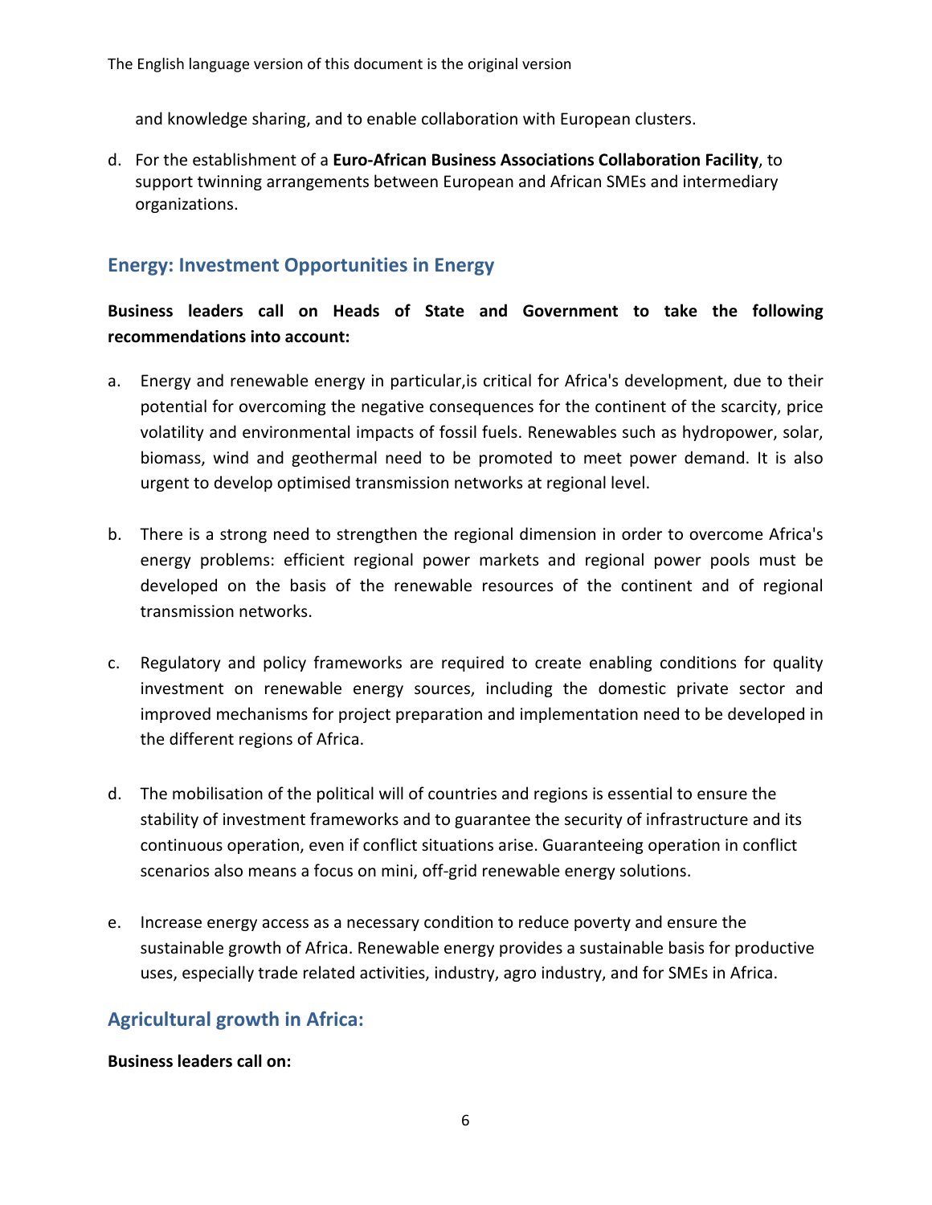and knowledge sharing, and to enable collaboration with European clusters.

d. For the establishment of a **Euro-African Business Associations Collaboration Facility**, to support twinning arrangements between European and African SMEs and intermediary organizations.

## Energy: Investment Opportunities in Energy

**Business leaders call on Heads of State and Government to take the following recommendations into account:**

a. Energy and renewable energy in particular,is critical for Africa's development, due to their potential for overcoming the negative consequences for the continent of the scarcity, price volatility and environmental impacts of fossil fuels. Renewables such as hydropower, solar, biomass, wind and geothermal need to be promoted to meet power demand. It is also urgent to develop optimised transmission networks at regional level.

b. There is a strong need to strengthen the regional dimension in order to overcome Africa's energy problems: efficient regional power markets and regional power pools must be developed on the basis of the renewable resources of the continent and of regional transmission networks.

c. Regulatory and policy frameworks are required to create enabling conditions for quality investment on renewable energy sources, including the domestic private sector and improved mechanisms for project preparation and implementation need to be developed in the different regions of Africa.

d. The mobilisation of the political will of countries and regions is essential to ensure the stability of investment frameworks and to guarantee the security of infrastructure and its continuous operation, even if conflict situations arise. Guaranteeing operation in conflict scenarios also means a focus on mini, off-grid renewable energy solutions.

e. Increase energy access as a necessary condition to reduce poverty and ensure the sustainable growth of Africa. Renewable energy provides a sustainable basis for productive uses, especially trade related activities, industry, agro industry, and for SMEs in Africa.

## Agricultural growth in Africa:

**Business leaders call on:**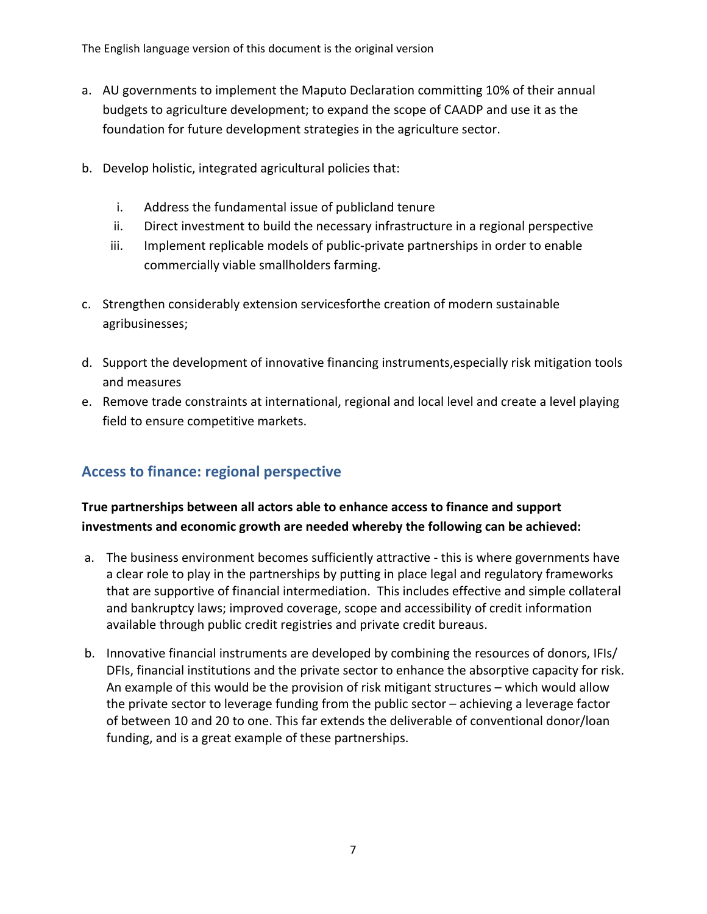a. AU governments to implement the Maputo Declaration committing 10% of their annual budgets to agriculture development; to expand the scope of CAADP and use it as the foundation for future development strategies in the agriculture sector.

b. Develop holistic, integrated agricultural policies that:

   i. Address the fundamental issue of publicland tenure
   ii. Direct investment to build the necessary infrastructure in a regional perspective
   iii. Implement replicable models of public-private partnerships in order to enable commercially viable smallholders farming.

c. Strengthen considerably extension servicesforthe creation of modern sustainable agribusinesses;

d. Support the development of innovative financing instruments,especially risk mitigation tools and measures

e. Remove trade constraints at international, regional and local level and create a level playing field to ensure competitive markets.

## Access to finance: regional perspective

**True partnerships between all actors able to enhance access to finance and support investments and economic growth are needed whereby the following can be achieved:**

a. The business environment becomes sufficiently attractive - this is where governments have a clear role to play in the partnerships by putting in place legal and regulatory frameworks that are supportive of financial intermediation. This includes effective and simple collateral and bankruptcy laws; improved coverage, scope and accessibility of credit information available through public credit registries and private credit bureaus.

b. Innovative financial instruments are developed by combining the resources of donors, IFIs/ DFIs, financial institutions and the private sector to enhance the absorptive capacity for risk. An example of this would be the provision of risk mitigant structures – which would allow the private sector to leverage funding from the public sector – achieving a leverage factor of between 10 and 20 to one. This far extends the deliverable of conventional donor/loan funding, and is a great example of these partnerships.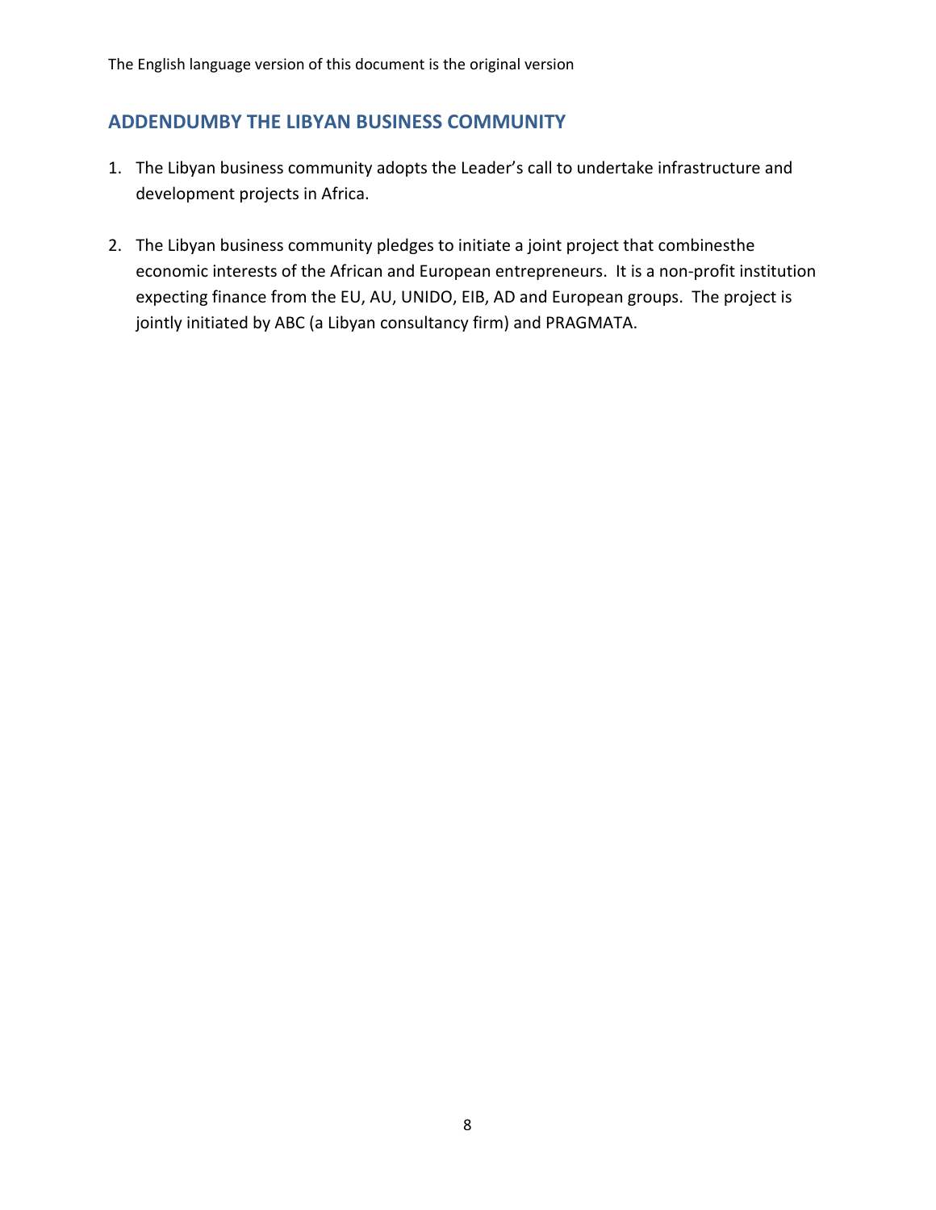The English language version of this document is the original version

## ADDENDUMBY THE LIBYAN BUSINESS COMMUNITY

1. The Libyan business community adopts the Leader's call to undertake infrastructure and development projects in Africa.

2. The Libyan business community pledges to initiate a joint project that combinesthe economic interests of the African and European entrepreneurs. It is a non-profit institution expecting finance from the EU, AU, UNIDO, EIB, AD and European groups. The project is jointly initiated by ABC (a Libyan consultancy firm) and PRAGMATA.